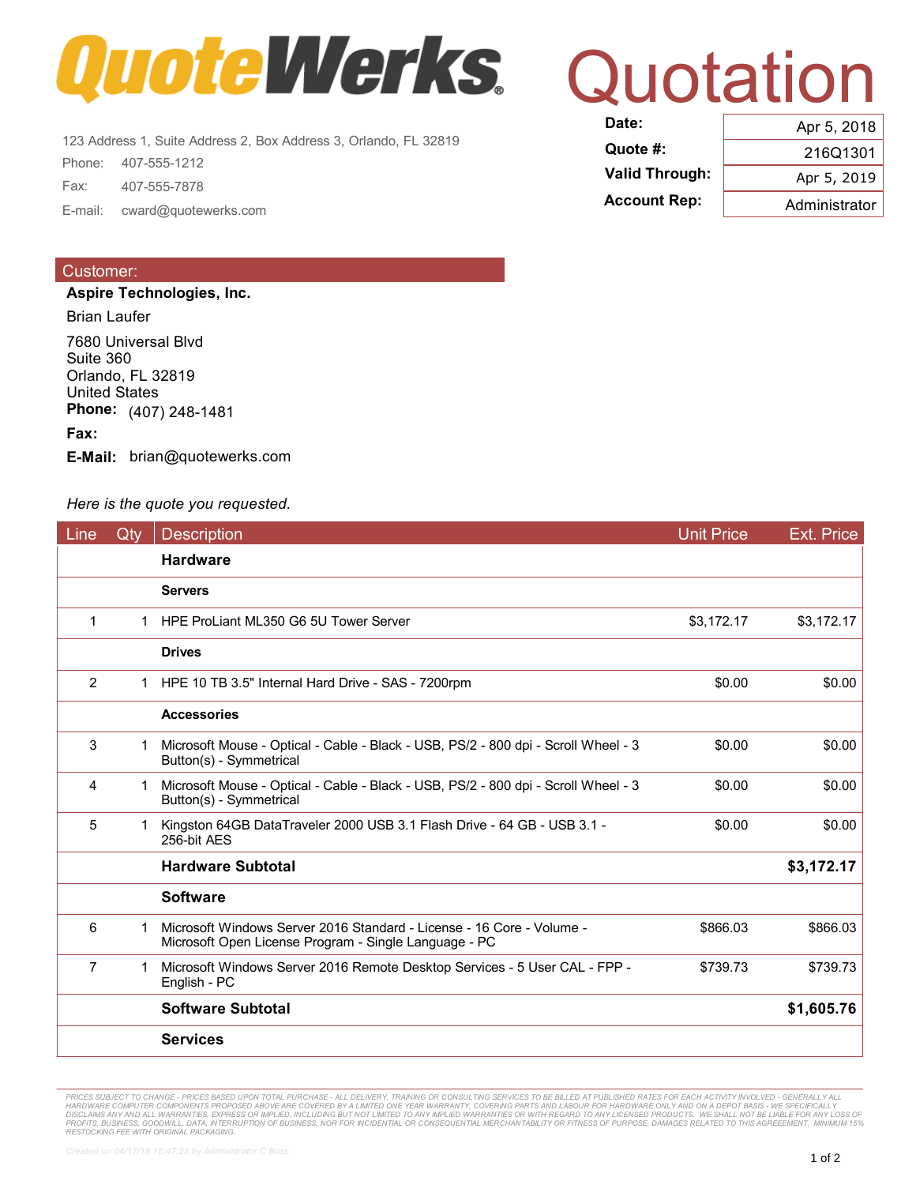# QuoteWerks

123 Address 1, Suite Address 2, Box Address 3, Orlando, FL 32819

Phone: 407-555-1212

Fax: 407-555-7878

E-mail: cward@quotewerks.com

# Quotation

| | |
|---|---|
| **Date:** | Apr 5, 2018 |
| **Quote #:** | 216Q1301 |
| **Valid Through:** | Apr 5, 2019 |
| **Account Rep:** | Administrator |

## Customer:

**Aspire Technologies, Inc.**

Brian Laufer

7680 Universal Blvd
Suite 360
Orlando, FL 32819
United States

**Phone:** (407) 248-1481

**Fax:**

**E-Mail:** brian@quotewerks.com

*Here is the quote you requested.*

| Line | Qty | Description | Unit Price | Ext. Price |
|---|---|---|---|---|
| | | **Hardware** | | |
| | | **Servers** | | |
| 1 | 1 | HPE ProLiant ML350 G6 5U Tower Server | $3,172.17 | $3,172.17 |
| | | **Drives** | | |
| 2 | 1 | HPE 10 TB 3.5" Internal Hard Drive - SAS - 7200rpm | $0.00 | $0.00 |
| | | **Accessories** | | |
| 3 | 1 | Microsoft Mouse - Optical - Cable - Black - USB, PS/2 - 800 dpi - Scroll Wheel - 3 Button(s) - Symmetrical | $0.00 | $0.00 |
| 4 | 1 | Microsoft Mouse - Optical - Cable - Black - USB, PS/2 - 800 dpi - Scroll Wheel - 3 Button(s) - Symmetrical | $0.00 | $0.00 |
| 5 | 1 | Kingston 64GB DataTraveler 2000 USB 3.1 Flash Drive - 64 GB - USB 3.1 - 256-bit AES | $0.00 | $0.00 |
| | | **Hardware Subtotal** | | **$3,172.17** |
| | | **Software** | | |
| 6 | 1 | Microsoft Windows Server 2016 Standard - License - 16 Core - Volume - Microsoft Open License Program - Single Language - PC | $866.03 | $866.03 |
| 7 | 1 | Microsoft Windows Server 2016 Remote Desktop Services - 5 User CAL - FPP - English - PC | $739.73 | $739.73 |
| | | **Software Subtotal** | | **$1,605.76** |
| | | **Services** | | |

PRICES SUBJECT TO CHANGE - PRICES BASED UPON TOTAL PURCHASE - ALL DELIVERY, TRAINING OR CONSULTING SERVICES TO BE BILLED AT PUBLISHED RATES FOR EACH ACTIVITY INVOLVED - GENERALLY ALL HARDWARE COMPUTER COMPONENTS PROPOSED ABOVE ARE COVERED BY A LIMITED ONE YEAR WARRANTY, COVERING PARTS AND LABOUR FOR HARDWARE ONLY AND ON A DEPOT BASIS - WE SPECIFICALLY DISCLAIMS ANY AND ALL WARRANTIES, EXPRESS OR IMPLIED, INCLUDING BUT NOT LIMITED TO ANY IMPLIED WARRANTIES OR WITH REGARD TO ANY LICENSED PRODUCTS. WE SHALL NOT BE LIABLE FOR ANY LOSS OF PROFITS, BUSINESS, GOODWILL, DATA, INTERRUPTION OF BUSINESS, NOR FOR INCIDENTIAL OR CONSEQUENTIAL MERCHANTABILITY OR FITNESS OF PURPOSE, DAMAGES RELATED TO THIS AGREEEMENT. MINIMUM 15% RESTOCKING FEE WITH ORIGINAL PACKAGING.

Created on 04/17/18 15:47:23 by Administrator C Boss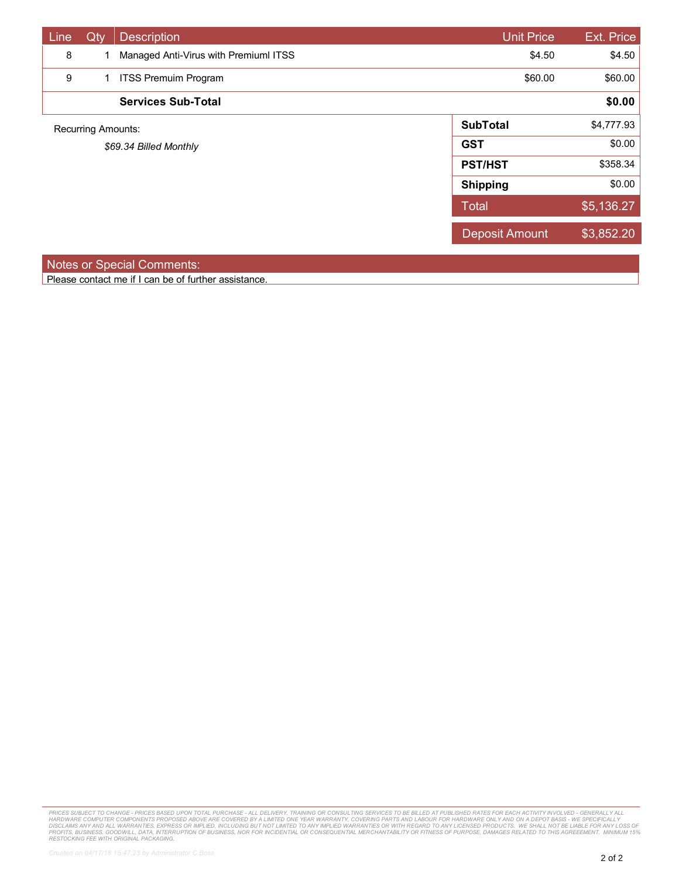| Line | Qty | Description | Unit Price | Ext. Price |
|---|---|---|---|---|
| 8 | 1 | Managed Anti-Virus with Premiuml ITSS | $4.50 | $4.50 |
| 9 | 1 | ITSS Premuim Program | $60.00 | $60.00 |
| | | **Services Sub-Total** | | **$0.00** |

Recurring Amounts:

*$69.34 Billed Monthly*

| | |
|---|---|
| **SubTotal** | $4,777.93 |
| **GST** | $0.00 |
| **PST/HST** | $358.34 |
| **Shipping** | $0.00 |
| Total | $5,136.27 |
| Deposit Amount | $3,852.20 |

## Notes or Special Comments:

Please contact me if I can be of further assistance.

*PRICES SUBJECT TO CHANGE - PRICES BASED UPON TOTAL PURCHASE - ALL DELIVERY, TRAINING OR CONSULTING SERVICES TO BE BILLED AT PUBLISHED RATES FOR EACH ACTIVITY INVOLVED - GENERALLY ALL HARDWARE COMPUTER COMPONENTS PROPOSED ABOVE ARE COVERED BY A LIMITED ONE YEAR WARRANTY, COVERING PARTS AND LABOUR FOR HARDWARE ONLY AND ON A DEPOT BASIS - WE SPECIFICALLY DISCLAIMS ANY AND ALL WARRANTIES, EXPRESS OR IMPLIED, INCLUDING BUT NOT LIMITED TO ANY IMPLIED WARRANTIES OR WITH REGARD TO ANY LICENSED PRODUCTS. WE SHALL NOT BE LIABLE FOR ANY LOSS OF PROFITS, BUSINESS, GOODWILL, DATA, INTERRUPTION OF BUSINESS, NOR FOR INCIDENTIAL OR CONSEQUENTIAL MERCHANTABILITY OR FITNESS OF PURPOSE, DAMAGES RELATED TO THIS AGREEEMENT. MINIMUM 15% RESTOCKING FEE WITH ORIGINAL PACKAGING.*

*Created on 04/17/18 15:47:23 by Administrator C Boss*